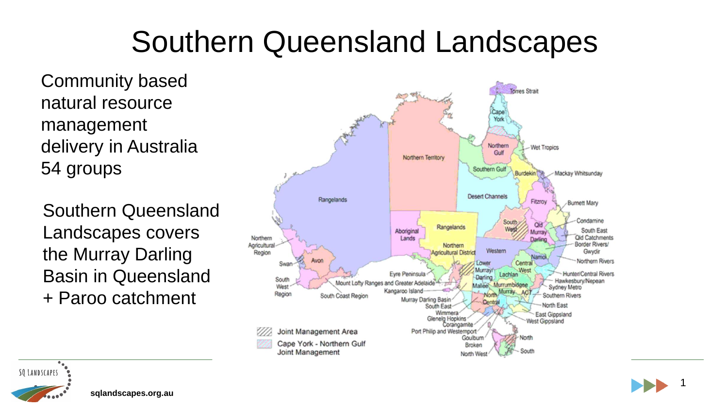# Southern Queensland Landscapes

Community based natural resource management delivery in Australia 54 groups

Southern Queensland Landscapes covers the Murray Darling Basin in Queensland + Paroo catchment

sqlandscapes.org.au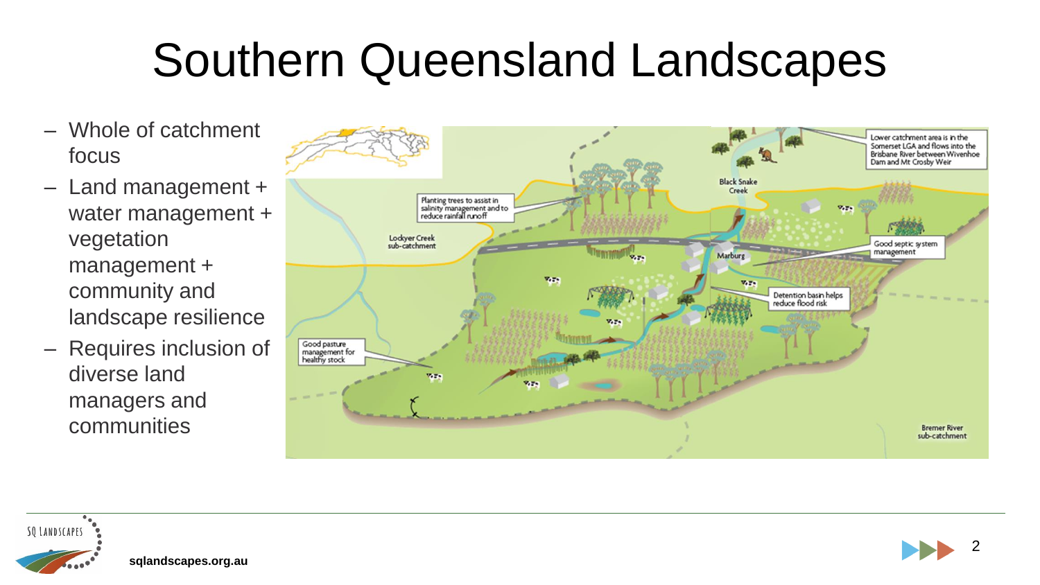# Southern Queensland Landscapes

- Whole of catchment focus
- Land management + water management + vegetation management + community and landscape resilience
- Requires inclusion of diverse land managers and communities

Planting trees to assist in salinity management and to reduce rainfall runoff

Lower catchment area is in the Somerset LGA and flows into the Brisbane River between Wivenhoe Dam and Mt Crosby Weir

Black Snake Creek

Lockyer Creek sub-catchment

Marburg

Good septic system management

Detention basin helps reduce flood risk

Good pasture management for healthy stock

Bremer River sub-catchment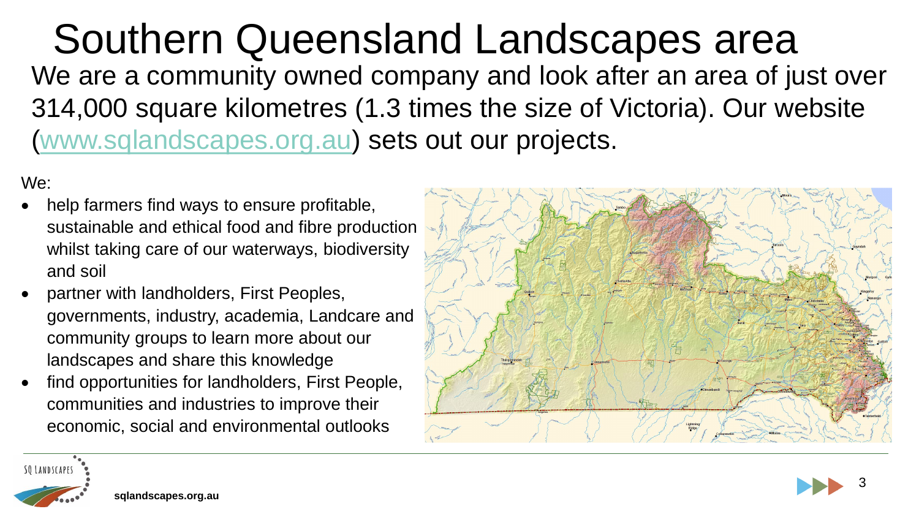# Southern Queensland Landscapes area

We are a community owned company and look after an area of just over 314,000 square kilometres (1.3 times the size of Victoria). Our website ([www.sqlandscapes.org.au](http://www.sqlandscapes.org.au)) sets out our projects.

We:

- help farmers find ways to ensure profitable, sustainable and ethical food and fibre production whilst taking care of our waterways, biodiversity and soil
- partner with landholders, First Peoples, governments, industry, academia, Landcare and community groups to learn more about our landscapes and share this knowledge
- find opportunities for landholders, First People, communities and industries to improve their economic, social and environmental outlooks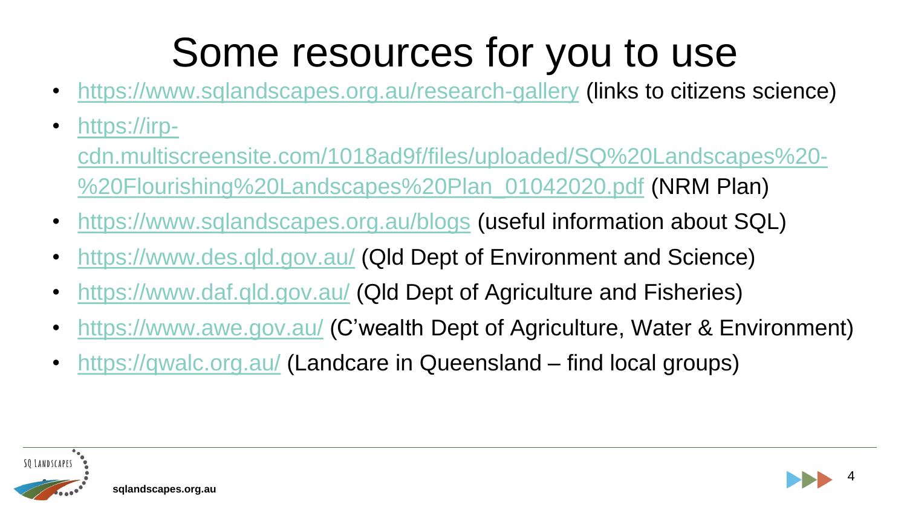# Some resources for you to use

- https://www.sqlandscapes.org.au/research-gallery (links to citizens science)
- https://irp-cdn.multiscreensite.com/1018ad9f/files/uploaded/SQ%20Landscapes%20-%20Flourishing%20Landscapes%20Plan_01042020.pdf (NRM Plan)
- https://www.sqlandscapes.org.au/blogs (useful information about SQL)
- https://www.des.qld.gov.au/ (Qld Dept of Environment and Science)
- https://www.daf.qld.gov.au/ (Qld Dept of Agriculture and Fisheries)
- https://www.awe.gov.au/ (C'wealth Dept of Agriculture, Water & Environment)
- https://qwalc.org.au/ (Landcare in Queensland – find local groups)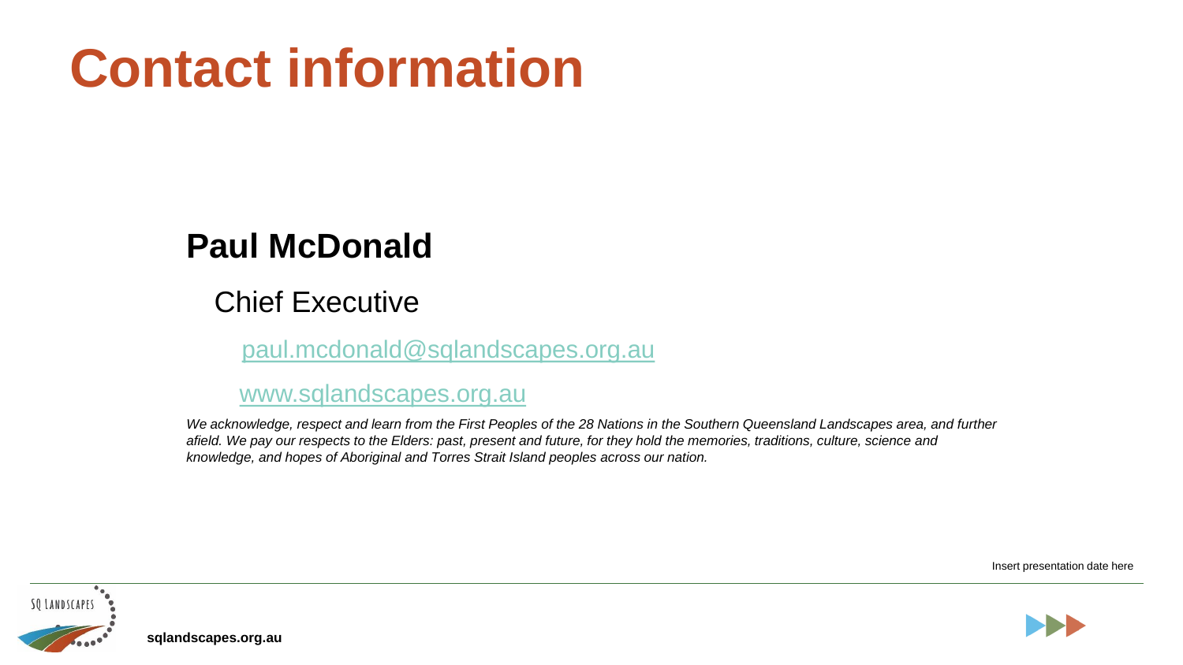# Contact information

**Paul McDonald**

Chief Executive

paul.mcdonald@sqlandscapes.org.au

www.sqlandscapes.org.au

*We acknowledge, respect and learn from the First Peoples of the 28 Nations in the Southern Queensland Landscapes area, and further afield. We pay our respects to the Elders: past, present and future, for they hold the memories, traditions, culture, science and knowledge, and hopes of Aboriginal and Torres Strait Island peoples across our nation.*

Insert presentation date here